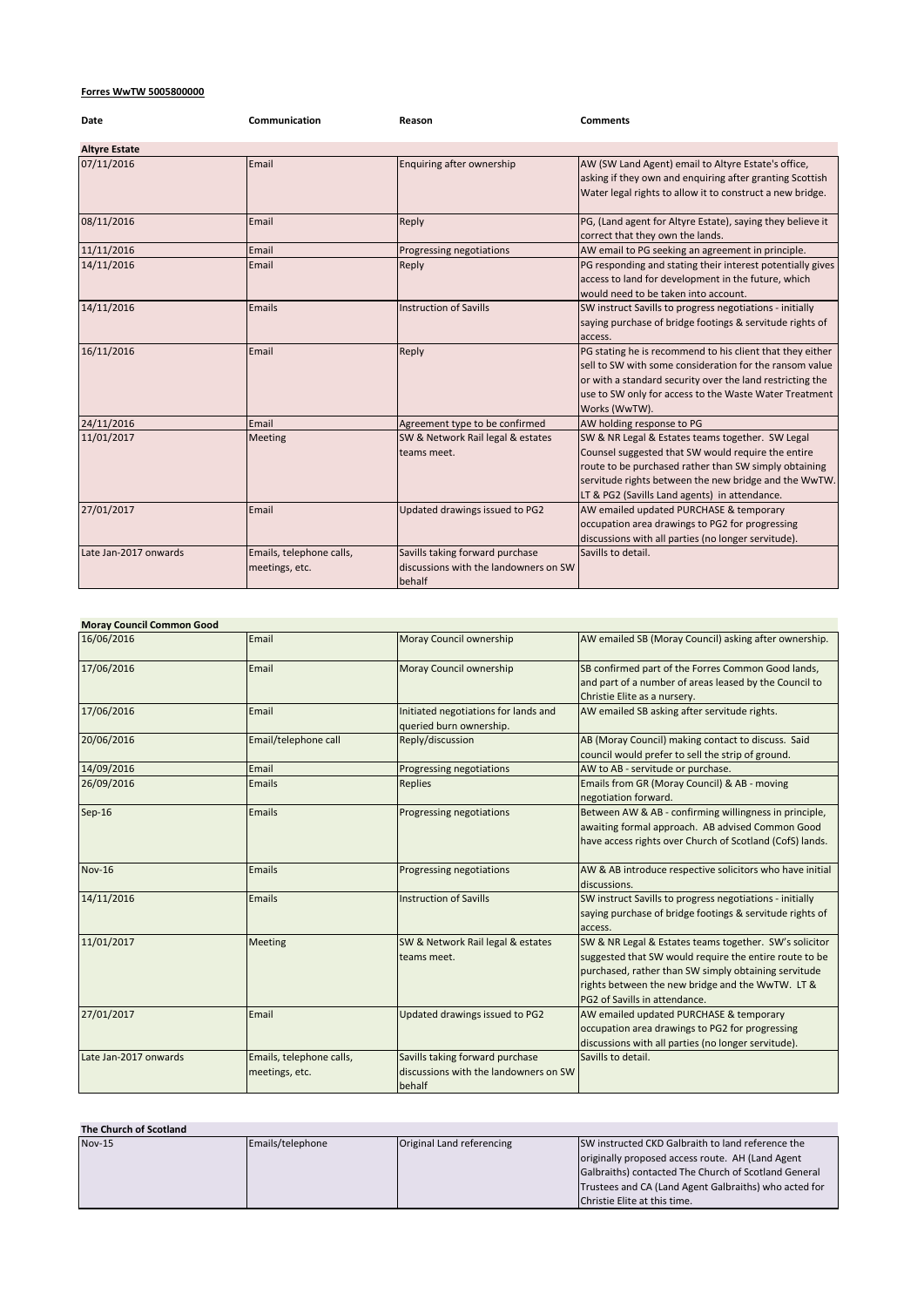**Forres WwTW 5005800000**

| Date | Communication | Reason | Comments |
|---|---|---|---|
| **Altyre Estate** | | | |
| 07/11/2016 | Email | Enquiring after ownership | AW (SW Land Agent) email to Altyre Estate's office, asking if they own and enquiring after granting Scottish Water legal rights to allow it to construct a new bridge. |
| 08/11/2016 | Email | Reply | PG, (Land agent for Altyre Estate), saying they believe it correct that they own the lands. |
| 11/11/2016 | Email | Progressing negotiations | AW email to PG seeking an agreement in principle. |
| 14/11/2016 | Email | Reply | PG responding and stating their interest potentially gives access to land for development in the future, which would need to be taken into account. |
| 14/11/2016 | Emails | Instruction of Savills | SW instruct Savills to progress negotiations - initially saying purchase of bridge footings & servitude rights of access. |
| 16/11/2016 | Email | Reply | PG stating he is recommend to his client that they either sell to SW with some consideration for the ransom value or with a standard security over the land restricting the use to SW only for access to the Waste Water Treatment Works (WwTW). |
| 24/11/2016 | Email | Agreement type to be confirmed | AW holding response to PG |
| 11/01/2017 | Meeting | SW & Network Rail legal & estates teams meet. | SW & NR Legal & Estates teams together. SW Legal Counsel suggested that SW would require the entire route to be purchased rather than SW simply obtaining servitude rights between the new bridge and the WwTW. LT & PG2 (Savills Land agents) in attendance. |
| 27/01/2017 | Email | Updated drawings issued to PG2 | AW emailed updated PURCHASE & temporary occupation area drawings to PG2 for progressing discussions with all parties (no longer servitude). |
| Late Jan-2017 onwards | Emails, telephone calls, meetings, etc. | Savills taking forward purchase discussions with the landowners on SW behalf | Savills to detail. |

| Date | Communication | Reason | Comments |
|---|---|---|---|
| **Moray Council Common Good** | | | |
| 16/06/2016 | Email | Moray Council ownership | AW emailed SB (Moray Council) asking after ownership. |
| 17/06/2016 | Email | Moray Council ownership | SB confirmed part of the Forres Common Good lands, and part of a number of areas leased by the Council to Christie Elite as a nursery. |
| 17/06/2016 | Email | Initiated negotiations for lands and queried burn ownership. | AW emailed SB asking after servitude rights. |
| 20/06/2016 | Email/telephone call | Reply/discussion | AB (Moray Council) making contact to discuss. Said council would prefer to sell the strip of ground. |
| 14/09/2016 | Email | Progressing negotiations | AW to AB - servitude or purchase. |
| 26/09/2016 | Emails | Replies | Emails from GR (Moray Council) & AB - moving negotiation forward. |
| Sep-16 | Emails | Progressing negotiations | Between AW & AB - confirming willingness in principle, awaiting formal approach. AB advised Common Good have access rights over Church of Scotland (CofS) lands. |
| Nov-16 | Emails | Progressing negotiations | AW & AB introduce respective solicitors who have initial discussions. |
| 14/11/2016 | Emails | Instruction of Savills | SW instruct Savills to progress negotiations - initially saying purchase of bridge footings & servitude rights of access. |
| 11/01/2017 | Meeting | SW & Network Rail legal & estates teams meet. | SW & NR Legal & Estates teams together. SW's solicitor suggested that SW would require the entire route to be purchased, rather than SW simply obtaining servitude rights between the new bridge and the WwTW. LT & PG2 of Savills in attendance. |
| 27/01/2017 | Email | Updated drawings issued to PG2 | AW emailed updated PURCHASE & temporary occupation area drawings to PG2 for progressing discussions with all parties (no longer servitude). |
| Late Jan-2017 onwards | Emails, telephone calls, meetings, etc. | Savills taking forward purchase discussions with the landowners on SW behalf | Savills to detail. |

| Date | Communication | Reason | Comments |
|---|---|---|---|
| **The Church of Scotland** | | | |
| Nov-15 | Emails/telephone | Original Land referencing | SW instructed CKD Galbraith to land reference the originally proposed access route. AH (Land Agent Galbraiths) contacted The Church of Scotland General Trustees and CA (Land Agent Galbraiths) who acted for Christie Elite at this time. |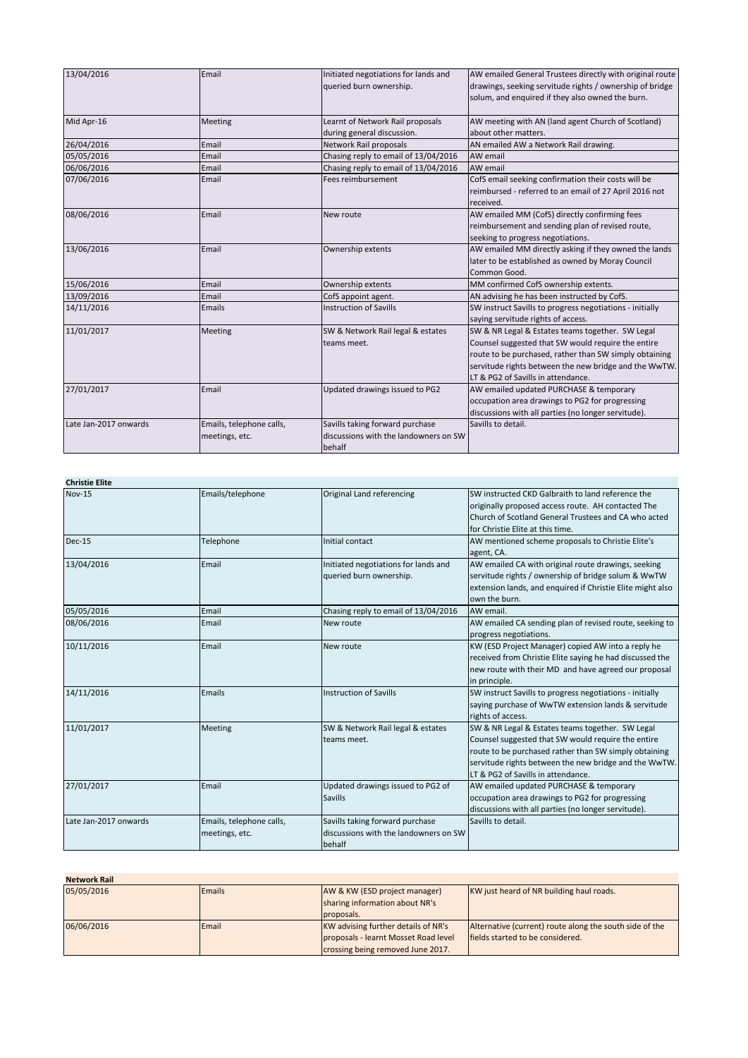| | | | |
|---|---|---|---|
| 13/04/2016 | Email | Initiated negotiations for lands and queried burn ownership. | AW emailed General Trustees directly with original route drawings, seeking servitude rights / ownership of bridge solum, and enquired if they also owned the burn. |
| Mid Apr-16 | Meeting | Learnt of Network Rail proposals during general discussion. | AW meeting with AN (land agent Church of Scotland) about other matters. |
| 26/04/2016 | Email | Network Rail proposals | AN emailed AW a Network Rail drawing. |
| 05/05/2016 | Email | Chasing reply to email of 13/04/2016 | AW email |
| 06/06/2016 | Email | Chasing reply to email of 13/04/2016 | AW email |
| 07/06/2016 | Email | Fees reimbursement | CofS email seeking confirmation their costs will be reimbursed - referred to an email of 27 April 2016 not received. |
| 08/06/2016 | Email | New route | AW emailed MM (CofS) directly confirming fees reimbursement and sending plan of revised route, seeking to progress negotiations. |
| 13/06/2016 | Email | Ownership extents | AW emailed MM directly asking if they owned the lands later to be established as owned by Moray Council Common Good. |
| 15/06/2016 | Email | Ownership extents | MM confirmed CofS ownership extents. |
| 13/09/2016 | Email | CofS appoint agent. | AN advising he has been instructed by CofS. |
| 14/11/2016 | Emails | Instruction of Savills | SW instruct Savills to progress negotiations - initially saying servitude rights of access. |
| 11/01/2017 | Meeting | SW & Network Rail legal & estates teams meet. | SW & NR Legal & Estates teams together. SW Legal Counsel suggested that SW would require the entire route to be purchased, rather than SW simply obtaining servitude rights between the new bridge and the WwTW. LT & PG2 of Savills in attendance. |
| 27/01/2017 | Email | Updated drawings issued to PG2 | AW emailed updated PURCHASE & temporary occupation area drawings to PG2 for progressing discussions with all parties (no longer servitude). |
| Late Jan-2017 onwards | Emails, telephone calls, meetings, etc. | Savills taking forward purchase discussions with the landowners on SW behalf | Savills to detail. |

**Christie Elite**

| | | | |
|---|---|---|---|
| Nov-15 | Emails/telephone | Original Land referencing | SW instructed CKD Galbraith to land reference the originally proposed access route. AH contacted The Church of Scotland General Trustees and CA who acted for Christie Elite at this time. |
| Dec-15 | Telephone | Initial contact | AW mentioned scheme proposals to Christie Elite's agent, CA. |
| 13/04/2016 | Email | Initiated negotiations for lands and queried burn ownership. | AW emailed CA with original route drawings, seeking servitude rights / ownership of bridge solum & WwTW extension lands, and enquired if Christie Elite might also own the burn. |
| 05/05/2016 | Email | Chasing reply to email of 13/04/2016 | AW email. |
| 08/06/2016 | Email | New route | AW emailed CA sending plan of revised route, seeking to progress negotiations. |
| 10/11/2016 | Email | New route | KW (ESD Project Manager) copied AW into a reply he received from Christie Elite saying he had discussed the new route with their MD and have agreed our proposal in principle. |
| 14/11/2016 | Emails | Instruction of Savills | SW instruct Savills to progress negotiations - initially saying purchase of WwTW extension lands & servitude rights of access. |
| 11/01/2017 | Meeting | SW & Network Rail legal & estates teams meet. | SW & NR Legal & Estates teams together. SW Legal Counsel suggested that SW would require the entire route to be purchased rather than SW simply obtaining servitude rights between the new bridge and the WwTW. LT & PG2 of Savills in attendance. |
| 27/01/2017 | Email | Updated drawings issued to PG2 of Savills | AW emailed updated PURCHASE & temporary occupation area drawings to PG2 for progressing discussions with all parties (no longer servitude). |
| Late Jan-2017 onwards | Emails, telephone calls, meetings, etc. | Savills taking forward purchase discussions with the landowners on SW behalf | Savills to detail. |

**Network Rail**

| | | | |
|---|---|---|---|
| 05/05/2016 | Emails | AW & KW (ESD project manager) sharing information about NR's proposals. | KW just heard of NR building haul roads. |
| 06/06/2016 | Email | KW advising further details of NR's proposals - learnt Mosset Road level crossing being removed June 2017. | Alternative (current) route along the south side of the fields started to be considered. |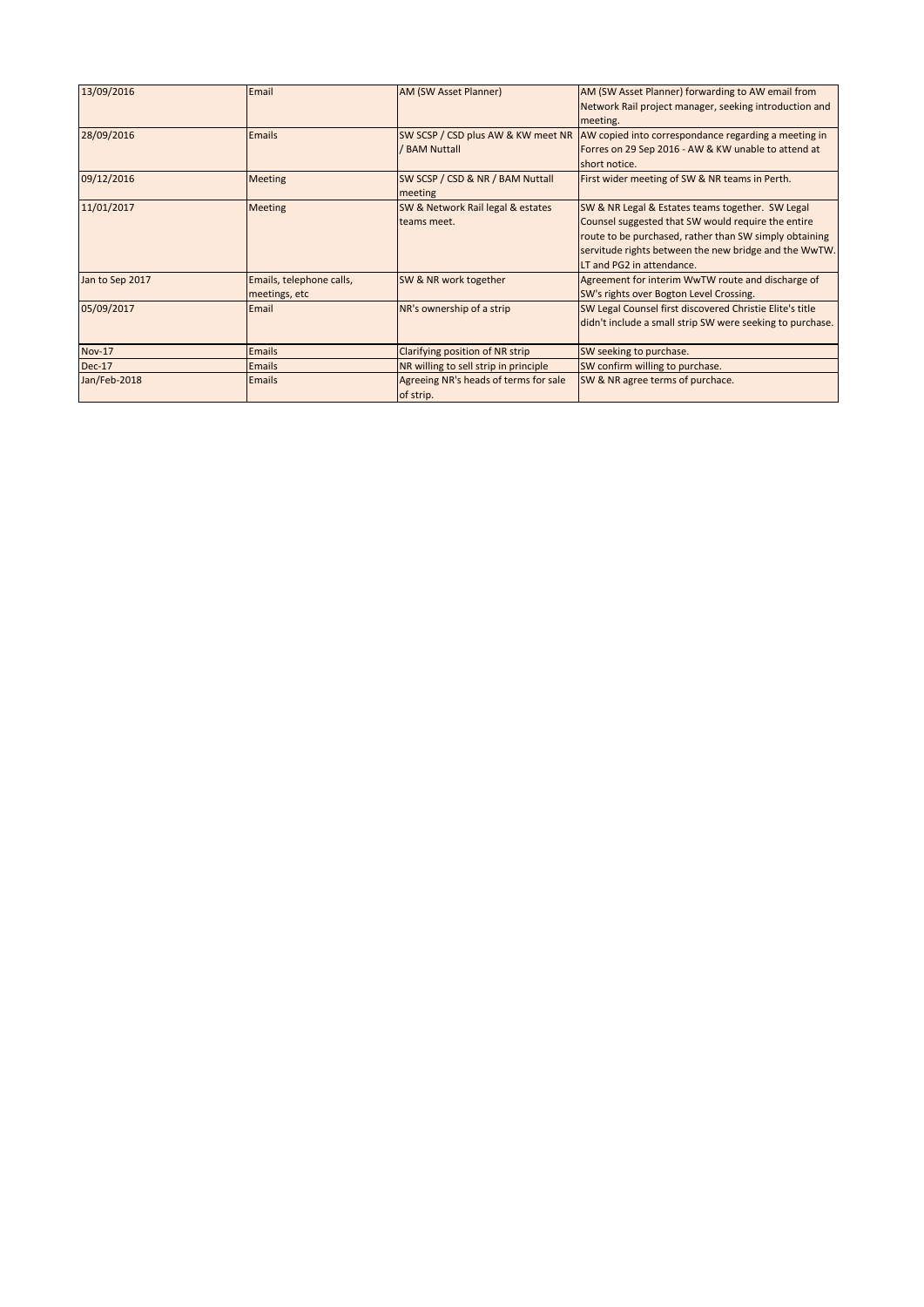| | | | |
|---|---|---|---|
| 13/09/2016 | Email | AM (SW Asset Planner) | AM (SW Asset Planner) forwarding to AW email from Network Rail project manager, seeking introduction and meeting. |
| 28/09/2016 | Emails | SW SCSP / CSD plus AW & KW meet NR / BAM Nuttall | AW copied into correspondance regarding a meeting in Forres on 29 Sep 2016 - AW & KW unable to attend at short notice. |
| 09/12/2016 | Meeting | SW SCSP / CSD & NR / BAM Nuttall meeting | First wider meeting of SW & NR teams in Perth. |
| 11/01/2017 | Meeting | SW & Network Rail legal & estates teams meet. | SW & NR Legal & Estates teams together. SW Legal Counsel suggested that SW would require the entire route to be purchased, rather than SW simply obtaining servitude rights between the new bridge and the WwTW. LT and PG2 in attendance. |
| Jan to Sep 2017 | Emails, telephone calls, meetings, etc | SW & NR work together | Agreement for interim WwTW route and discharge of SW's rights over Bogton Level Crossing. |
| 05/09/2017 | Email | NR's ownership of a strip | SW Legal Counsel first discovered Christie Elite's title didn't include a small strip SW were seeking to purchase. |
| Nov-17 | Emails | Clarifying position of NR strip | SW seeking to purchase. |
| Dec-17 | Emails | NR willing to sell strip in principle | SW confirm willing to purchase. |
| Jan/Feb-2018 | Emails | Agreeing NR's heads of terms for sale of strip. | SW & NR agree terms of purchace. |